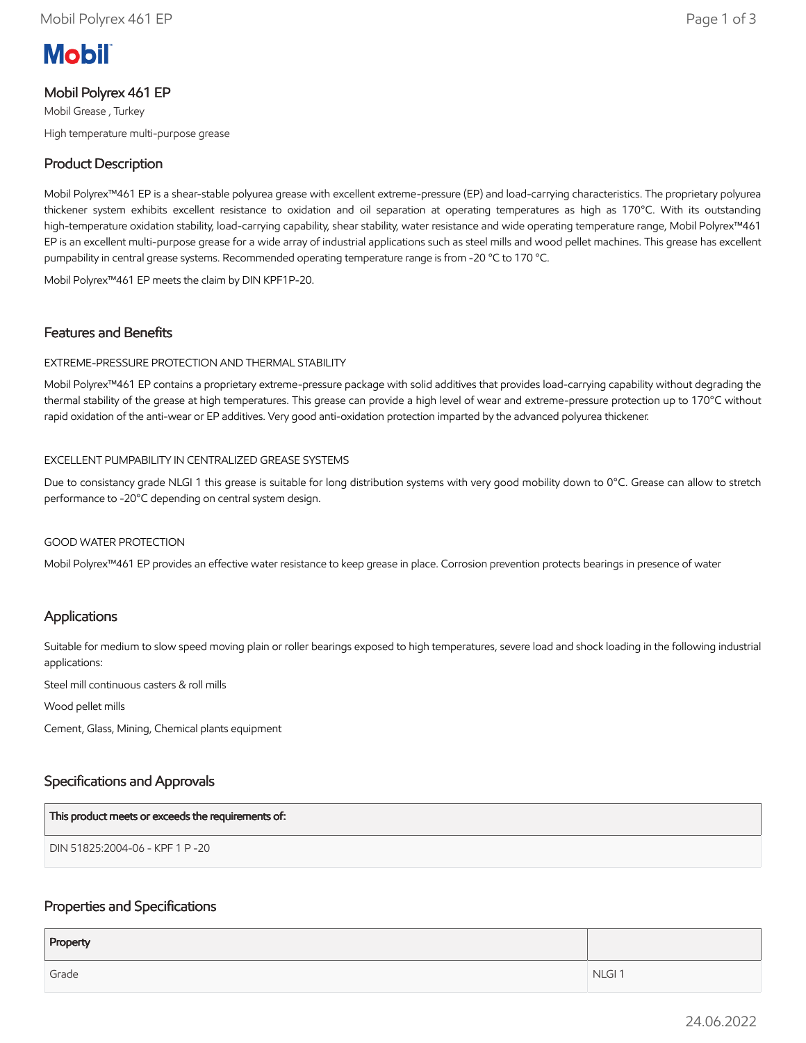Mobil

# Mobil Polyrex 461 EP

Mobil Grease , Turkey

High temperature multi-purpose grease

## Product Description

Mobil Polyrex™461 EP is a shear-stable polyurea grease with excellent extreme-pressure (EP) and load-carrying characteristics. The proprietary polyurea thickener system exhibits excellent resistance to oxidation and oil separation at operating temperatures as high as 170°C. With its outstanding high-temperature oxidation stability, load-carrying capability, shear stability, water resistance and wide operating temperature range, Mobil Polyrex™461 EP is an excellent multi-purpose grease for a wide array of industrial applications such as steel mills and wood pellet machines. This grease has excellent pumpability in central grease systems. Recommended operating temperature range is from -20 °C to 170 °C.

Mobil Polyrex™461 EP meets the claim by DIN KPF1P-20.

## Features and Benefits

EXTREME-PRESSURE PROTECTION AND THERMAL STABILITY

Mobil Polyrex™461 EP contains a proprietary extreme-pressure package with solid additives that provides load-carrying capability without degrading the thermal stability of the grease at high temperatures. This grease can provide a high level of wear and extreme-pressure protection up to 170°C without rapid oxidation of the anti-wear or EP additives. Very good anti-oxidation protection imparted by the advanced polyurea thickener.

EXCELLENT PUMPABILITY IN CENTRALIZED GREASE SYSTEMS

Due to consistancy grade NLGI 1 this grease is suitable for long distribution systems with very good mobility down to 0°C. Grease can allow to stretch performance to -20°C depending on central system design.

GOOD WATER PROTECTION

Mobil Polyrex™461 EP provides an effective water resistance to keep grease in place. Corrosion prevention protects bearings in presence of water

## Applications

Suitable for medium to slow speed moving plain or roller bearings exposed to high temperatures, severe load and shock loading in the following industrial applications:

Steel mill continuous casters & roll mills

Wood pellet mills

Cement, Glass, Mining, Chemical plants equipment

## Specifications and Approvals

| This product meets or exceeds the requirements of: |
| --- |
| DIN 51825:2004-06 - KPF 1 P -20 |

## Properties and Specifications

| Property | |
| --- | --- |
| Grade | NLGI 1 |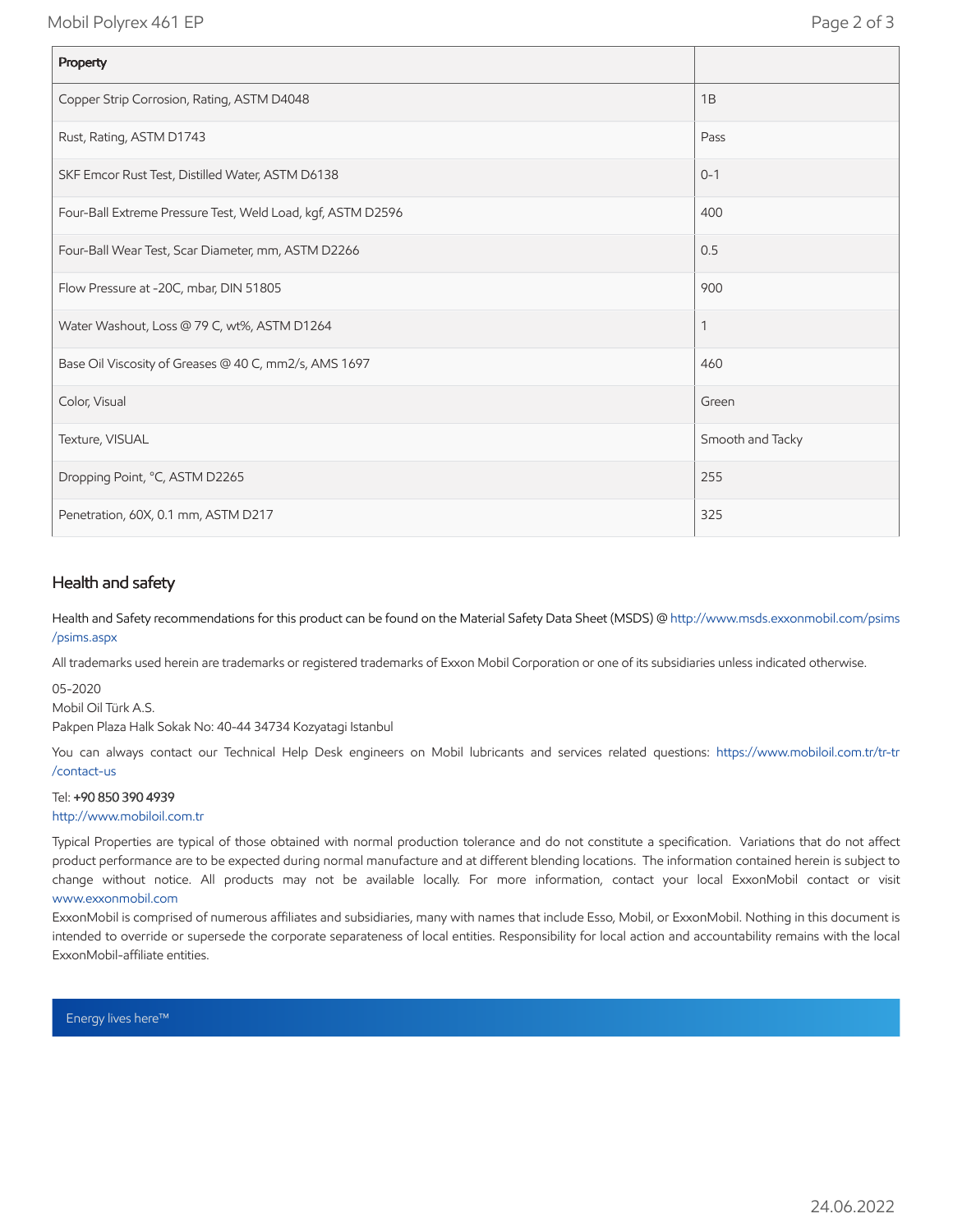| Property | |
|---|---|
| Copper Strip Corrosion, Rating, ASTM D4048 | 1B |
| Rust, Rating, ASTM D1743 | Pass |
| SKF Emcor Rust Test, Distilled Water, ASTM D6138 | 0-1 |
| Four-Ball Extreme Pressure Test, Weld Load, kgf, ASTM D2596 | 400 |
| Four-Ball Wear Test, Scar Diameter, mm, ASTM D2266 | 0.5 |
| Flow Pressure at -20C, mbar, DIN 51805 | 900 |
| Water Washout, Loss @ 79 C, wt%, ASTM D1264 | 1 |
| Base Oil Viscosity of Greases @ 40 C, mm2/s, AMS 1697 | 460 |
| Color, Visual | Green |
| Texture, VISUAL | Smooth and Tacky |
| Dropping Point, °C, ASTM D2265 | 255 |
| Penetration, 60X, 0.1 mm, ASTM D217 | 325 |

## Health and safety

Health and Safety recommendations for this product can be found on the Material Safety Data Sheet (MSDS) @ http://www.msds.exxonmobil.com/psims/psims.aspx

All trademarks used herein are trademarks or registered trademarks of Exxon Mobil Corporation or one of its subsidiaries unless indicated otherwise.

05-2020
Mobil Oil Türk A.S.
Pakpen Plaza Halk Sokak No: 40-44 34734 Kozyatagi Istanbul

You can always contact our Technical Help Desk engineers on Mobil lubricants and services related questions: https://www.mobiloil.com.tr/tr-tr/contact-us

Tel: **+90 850 390 4939**
http://www.mobiloil.com.tr

Typical Properties are typical of those obtained with normal production tolerance and do not constitute a specification. Variations that do not affect product performance are to be expected during normal manufacture and at different blending locations. The information contained herein is subject to change without notice. All products may not be available locally. For more information, contact your local ExxonMobil contact or visit www.exxonmobil.com
ExxonMobil is comprised of numerous affiliates and subsidiaries, many with names that include Esso, Mobil, or ExxonMobil. Nothing in this document is intended to override or supersede the corporate separateness of local entities. Responsibility for local action and accountability remains with the local ExxonMobil-affiliate entities.

Energy lives here™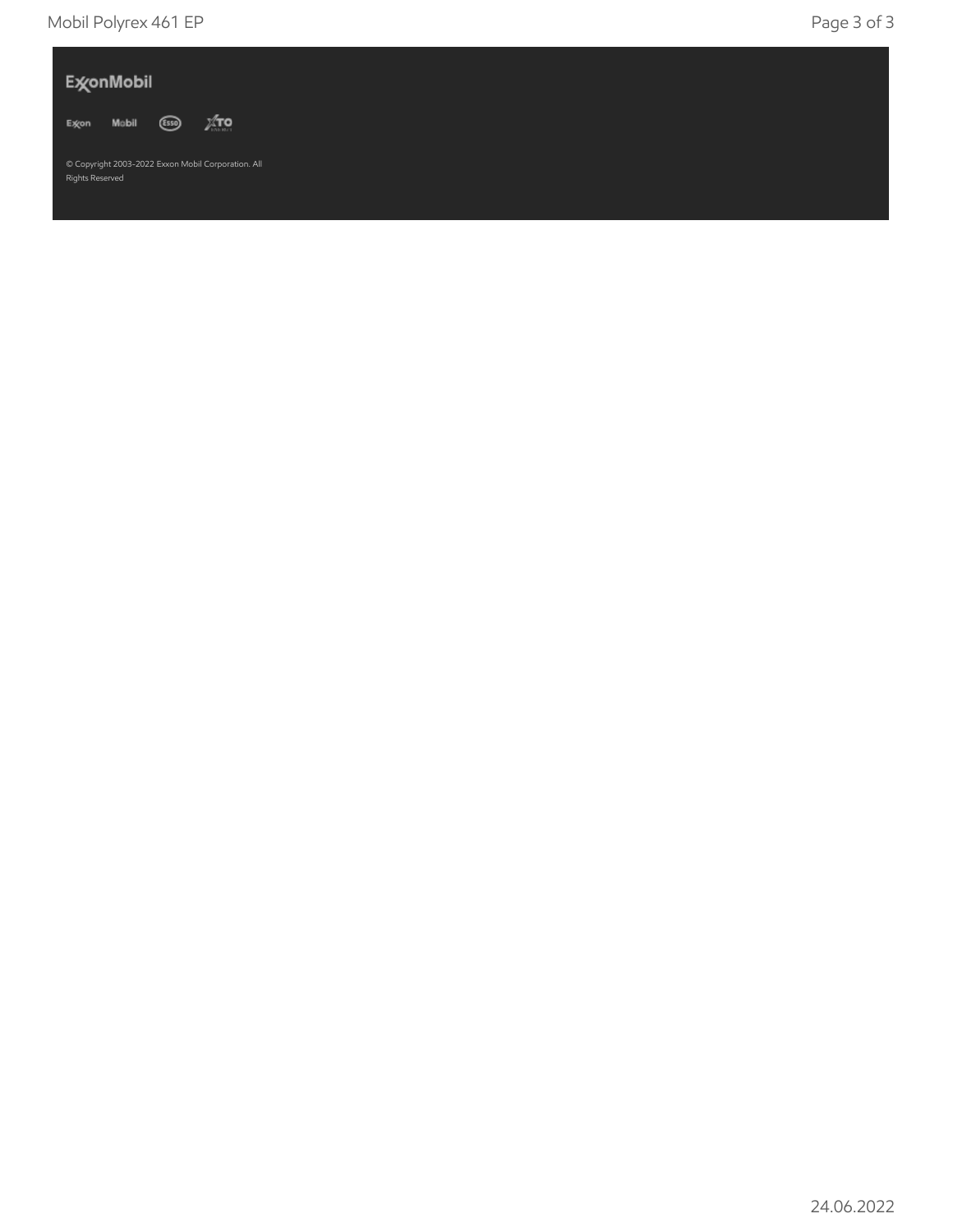ExxonMobil

Exxon Mobil Esso XTO

© Copyright 2003-2022 Exxon Mobil Corporation. All Rights Reserved